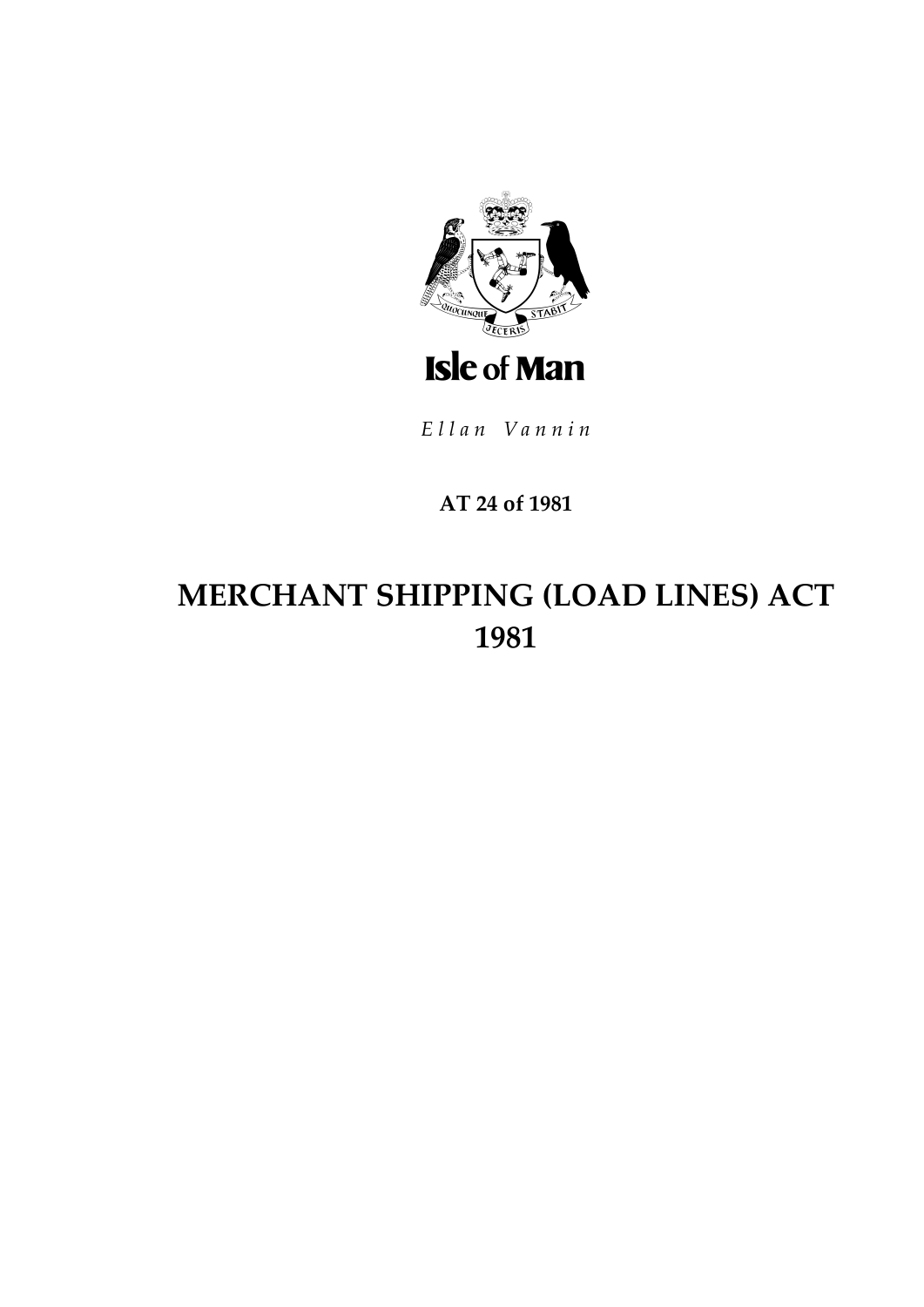Isle of Man

*Ellan Vannin*

**AT 24 of 1981**

# MERCHANT SHIPPING (LOAD LINES) ACT 1981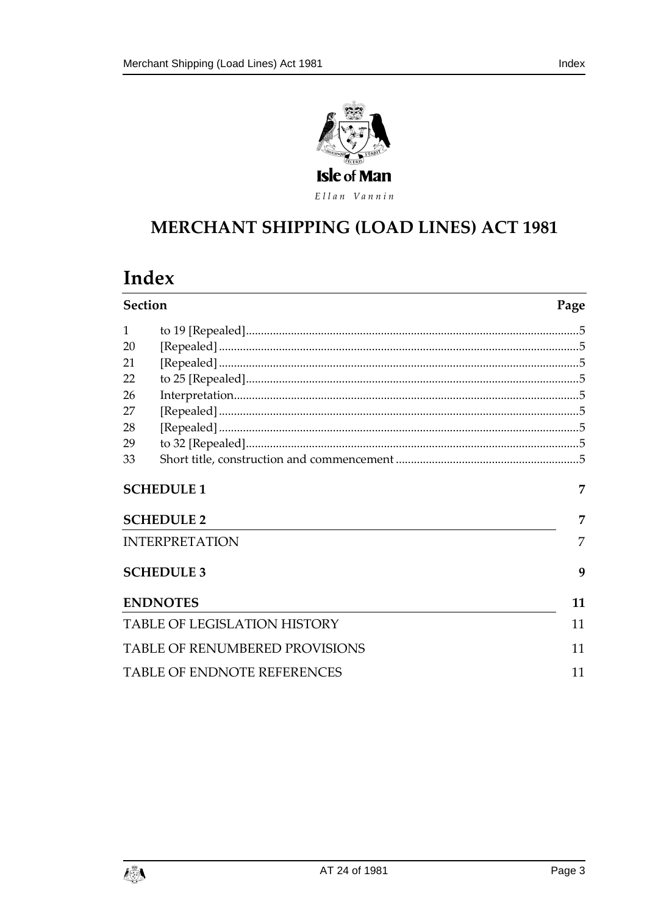Isle of Man

*Ellan Vannin*

# MERCHANT SHIPPING (LOAD LINES) ACT 1981

# Index

| Section | | Page |
|---|---|---|
| 1 | to 19 [Repealed] | 5 |
| 20 | [Repealed] | 5 |
| 21 | [Repealed] | 5 |
| 22 | to 25 [Repealed] | 5 |
| 26 | Interpretation | 5 |
| 27 | [Repealed] | 5 |
| 28 | [Repealed] | 5 |
| 29 | to 32 [Repealed] | 5 |
| 33 | Short title, construction and commencement | 5 |

| | |
|---|---|
| **SCHEDULE 1** | **7** |
| **SCHEDULE 2** | **7** |
| INTERPRETATION | 7 |
| **SCHEDULE 3** | **9** |
| **ENDNOTES** | **11** |
| TABLE OF LEGISLATION HISTORY | 11 |
| TABLE OF RENUMBERED PROVISIONS | 11 |
| TABLE OF ENDNOTE REFERENCES | 11 |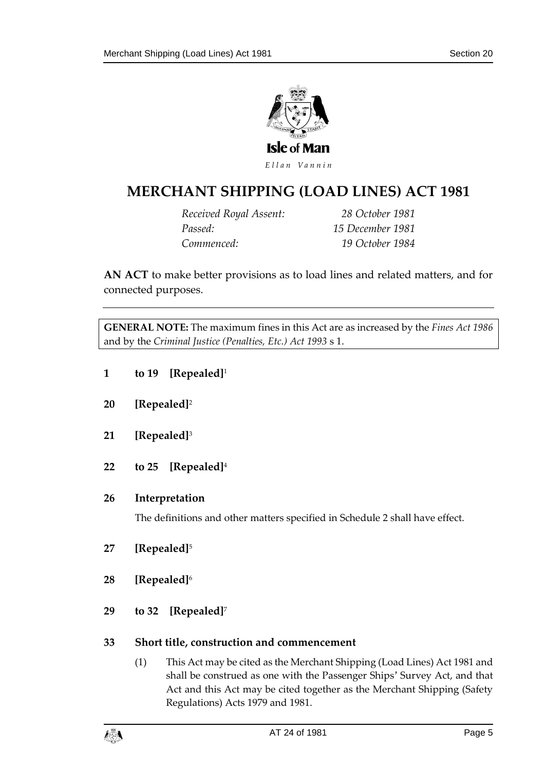Isle of Man

*Ellan Vannin*

# MERCHANT SHIPPING (LOAD LINES) ACT 1981

*Received Royal Assent:* 28 October 1981
*Passed:* 15 December 1981
*Commenced:* 19 October 1984

**AN ACT** to make better provisions as to load lines and related matters, and for connected purposes.

**GENERAL NOTE:** The maximum fines in this Act are as increased by the *Fines Act 1986* and by the *Criminal Justice (Penalties, Etc.) Act 1993* s 1.

### 1 to 19 [Repealed][1]

### 20 [Repealed][2]

### 21 [Repealed][3]

### 22 to 25 [Repealed][4]

### 26 Interpretation

The definitions and other matters specified in Schedule 2 shall have effect.

### 27 [Repealed][5]

### 28 [Repealed][6]

### 29 to 32 [Repealed][7]

### 33 Short title, construction and commencement

(1) This Act may be cited as the Merchant Shipping (Load Lines) Act 1981 and shall be construed as one with the Passenger Ships' Survey Act, and that Act and this Act may be cited together as the Merchant Shipping (Safety Regulations) Acts 1979 and 1981.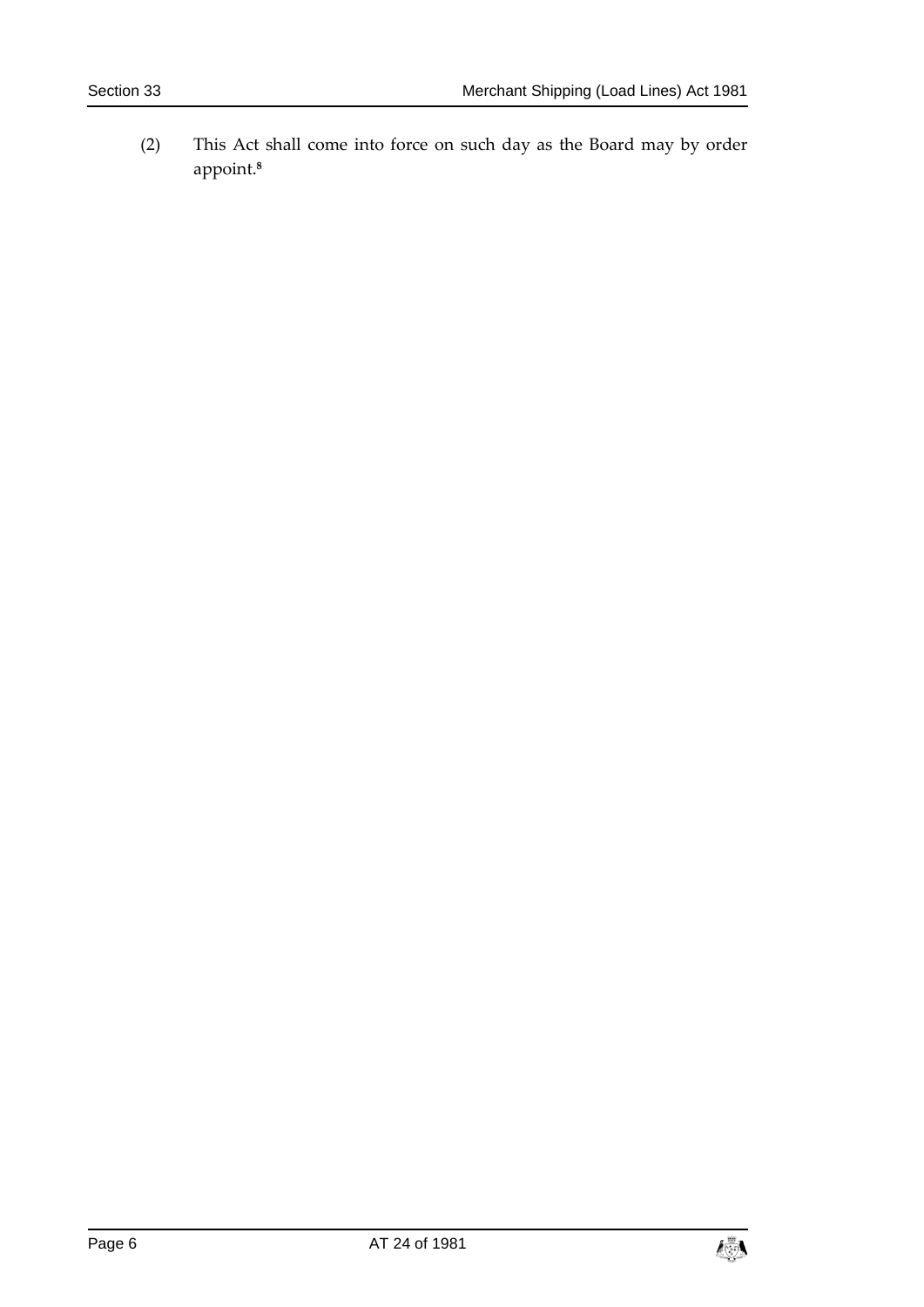(2) This Act shall come into force on such day as the Board may by order appoint.[8]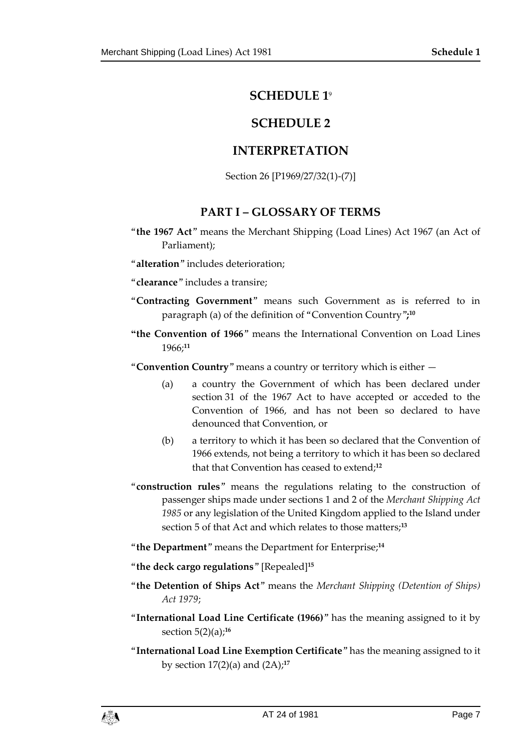## SCHEDULE 1[9]

## SCHEDULE 2

## INTERPRETATION

Section 26 [P1969/27/32(1)-(7)]

### PART I – GLOSSARY OF TERMS

"**the 1967 Act**" means the Merchant Shipping (Load Lines) Act 1967 (an Act of Parliament);

"**alteration**" includes deterioration;

"**clearance**" includes a transire;

"**Contracting Government**" means such Government as is referred to in paragraph (a) of the definition of "Convention Country"**;**[10]

**"the Convention of 1966**" means the International Convention on Load Lines 1966;[11]

"**Convention Country**" means a country or territory which is either —

(a) a country the Government of which has been declared under section 31 of the 1967 Act to have accepted or acceded to the Convention of 1966, and has not been so declared to have denounced that Convention, or

(b) a territory to which it has been so declared that the Convention of 1966 extends, not being a territory to which it has been so declared that that Convention has ceased to extend;[12]

"**construction rules**" means the regulations relating to the construction of passenger ships made under sections 1 and 2 of the *Merchant Shipping Act 1985* or any legislation of the United Kingdom applied to the Island under section 5 of that Act and which relates to those matters;[13]

"**the Department**" means the Department for Enterprise;[14]

"**the deck cargo regulations**" [Repealed][15]

"**the Detention of Ships Act**" means the *Merchant Shipping (Detention of Ships) Act 1979*;

"**International Load Line Certificate (1966)**" has the meaning assigned to it by section 5(2)(a);[16]

"**International Load Line Exemption Certificate**" has the meaning assigned to it by section 17(2)(a) and (2A);[17]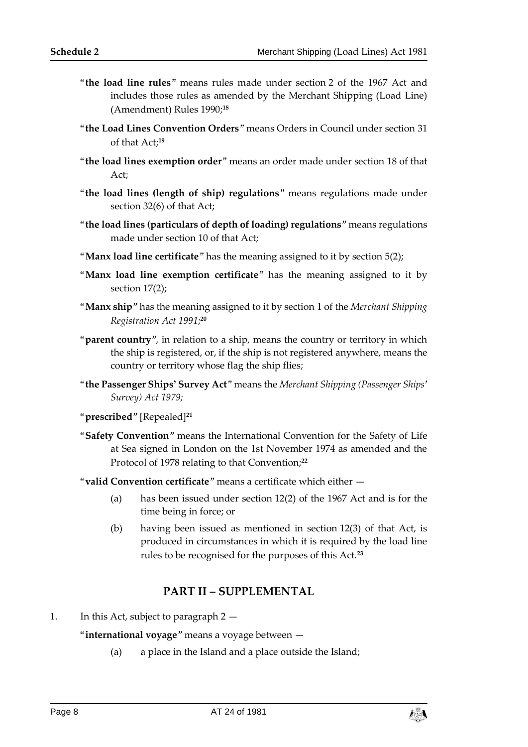"**the load line rules**" means rules made under section 2 of the 1967 Act and includes those rules as amended by the Merchant Shipping (Load Line) (Amendment) Rules 1990;[18]

"**the Load Lines Convention Orders**" means Orders in Council under section 31 of that Act;[19]

"**the load lines exemption order**" means an order made under section 18 of that Act;

"**the load lines (length of ship) regulations**" means regulations made under section 32(6) of that Act;

"**the load lines (particulars of depth of loading) regulations**" means regulations made under section 10 of that Act;

"**Manx load line certificate**" has the meaning assigned to it by section 5(2);

"**Manx load line exemption certificate**" has the meaning assigned to it by section 17(2);

"**Manx ship**" has the meaning assigned to it by section 1 of the *Merchant Shipping Registration Act 1991*;[20]

"**parent country**", in relation to a ship, means the country or territory in which the ship is registered, or, if the ship is not registered anywhere, means the country or territory whose flag the ship flies;

"**the Passenger Ships' Survey Act**" means the *Merchant Shipping (Passenger Ships' Survey) Act 1979;*

"**prescribed**" [Repealed][21]

"**Safety Convention**" means the International Convention for the Safety of Life at Sea signed in London on the 1st November 1974 as amended and the Protocol of 1978 relating to that Convention;[22]

"**valid Convention certificate**" means a certificate which either —

(a) has been issued under section 12(2) of the 1967 Act and is for the time being in force; or

(b) having been issued as mentioned in section 12(3) of that Act, is produced in circumstances in which it is required by the load line rules to be recognised for the purposes of this Act.[23]

## PART II – SUPPLEMENTAL

1. In this Act, subject to paragraph 2 —

"**international voyage**" means a voyage between —

(a) a place in the Island and a place outside the Island;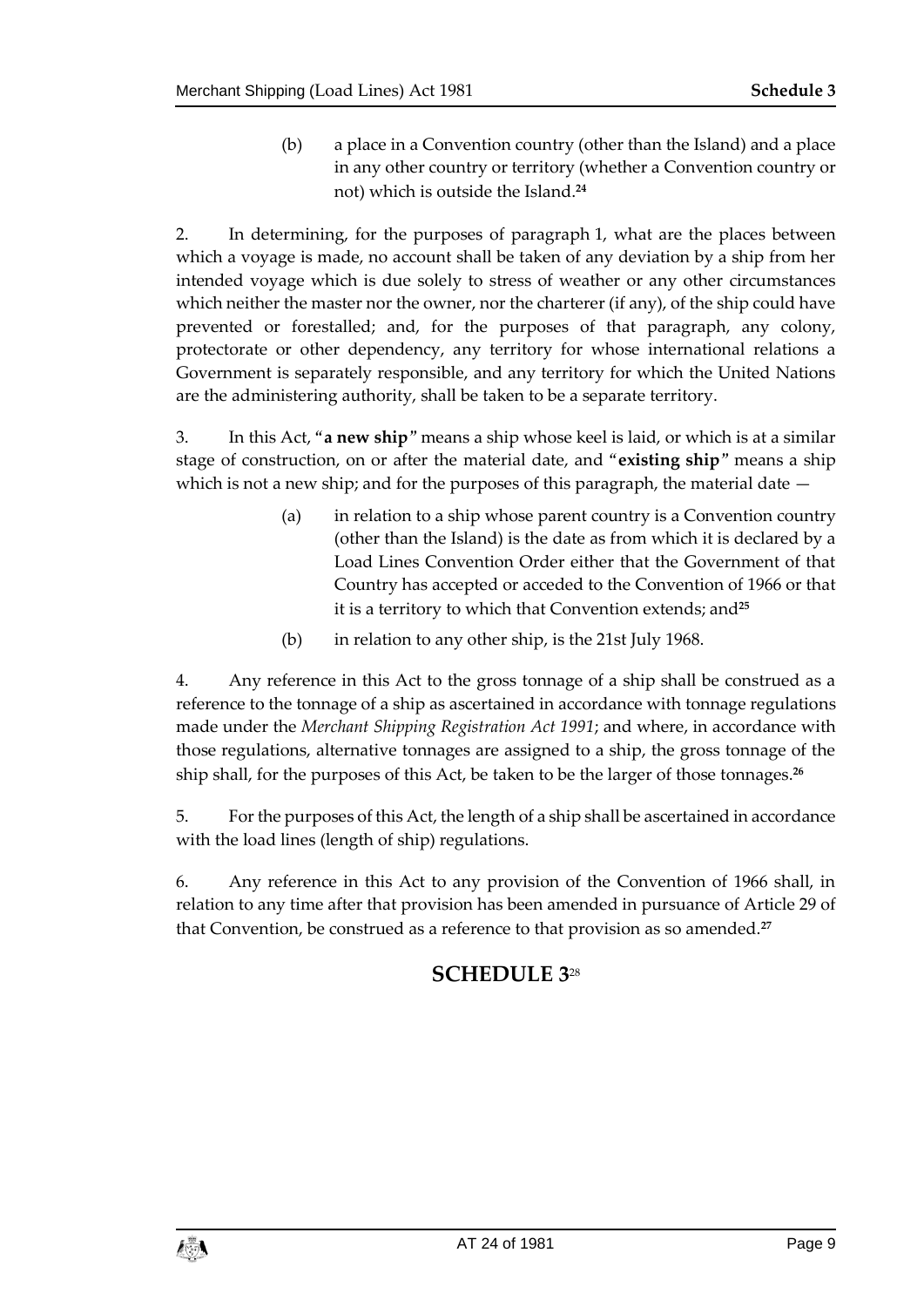(b) a place in a Convention country (other than the Island) and a place in any other country or territory (whether a Convention country or not) which is outside the Island.[24]

2. In determining, for the purposes of paragraph 1, what are the places between which a voyage is made, no account shall be taken of any deviation by a ship from her intended voyage which is due solely to stress of weather or any other circumstances which neither the master nor the owner, nor the charterer (if any), of the ship could have prevented or forestalled; and, for the purposes of that paragraph, any colony, protectorate or other dependency, any territory for whose international relations a Government is separately responsible, and any territory for which the United Nations are the administering authority, shall be taken to be a separate territory.

3. In this Act, "**a new ship**" means a ship whose keel is laid, or which is at a similar stage of construction, on or after the material date, and "**existing ship**" means a ship which is not a new ship; and for the purposes of this paragraph, the material date —

(a) in relation to a ship whose parent country is a Convention country (other than the Island) is the date as from which it is declared by a Load Lines Convention Order either that the Government of that Country has accepted or acceded to the Convention of 1966 or that it is a territory to which that Convention extends; and[25]

(b) in relation to any other ship, is the 21st July 1968.

4. Any reference in this Act to the gross tonnage of a ship shall be construed as a reference to the tonnage of a ship as ascertained in accordance with tonnage regulations made under the *Merchant Shipping Registration Act 1991*; and where, in accordance with those regulations, alternative tonnages are assigned to a ship, the gross tonnage of the ship shall, for the purposes of this Act, be taken to be the larger of those tonnages.[26]

5. For the purposes of this Act, the length of a ship shall be ascertained in accordance with the load lines (length of ship) regulations.

6. Any reference in this Act to any provision of the Convention of 1966 shall, in relation to any time after that provision has been amended in pursuance of Article 29 of that Convention, be construed as a reference to that provision as so amended.[27]

## SCHEDULE 3[28]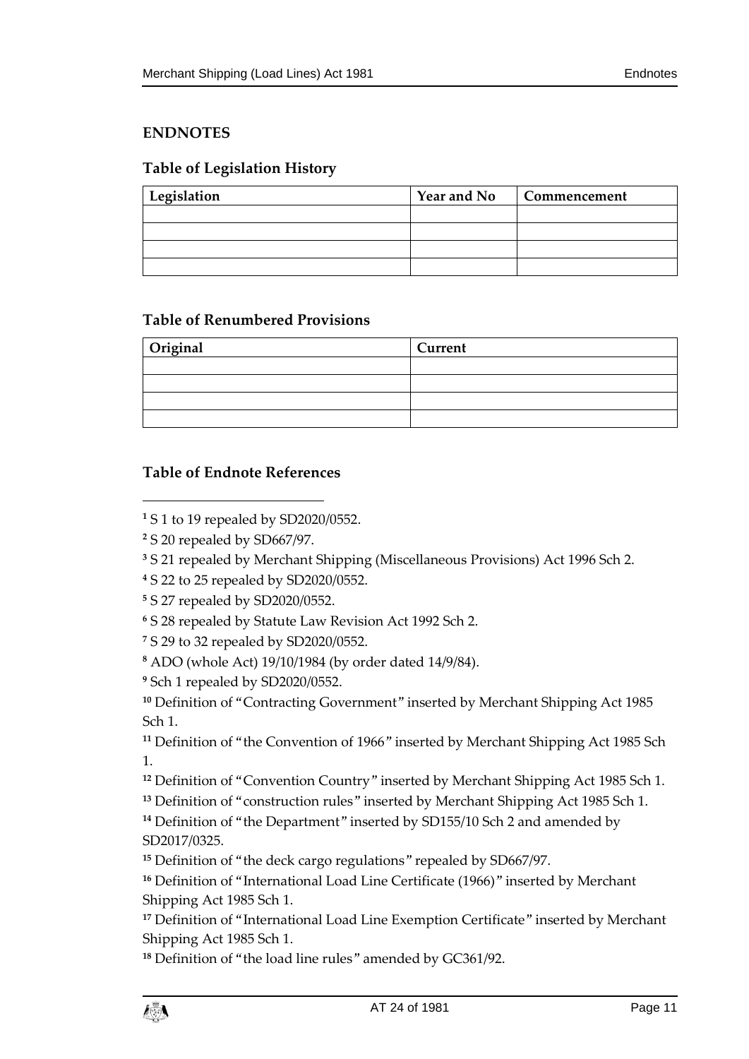## ENDNOTES

### Table of Legislation History

| Legislation | Year and No | Commencement |
|---|---|---|
| | | |
| | | |
| | | |
| | | |

### Table of Renumbered Provisions

| Original | Current |
|---|---|
| | |
| | |
| | |
| | |

### Table of Endnote References

[1] S 1 to 19 repealed by SD2020/0552.

[2] S 20 repealed by SD667/97.

[3] S 21 repealed by Merchant Shipping (Miscellaneous Provisions) Act 1996 Sch 2.

[4] S 22 to 25 repealed by SD2020/0552.

[5] S 27 repealed by SD2020/0552.

[6] S 28 repealed by Statute Law Revision Act 1992 Sch 2.

[7] S 29 to 32 repealed by SD2020/0552.

[8] ADO (whole Act) 19/10/1984 (by order dated 14/9/84).

[9] Sch 1 repealed by SD2020/0552.

[10] Definition of "Contracting Government" inserted by Merchant Shipping Act 1985 Sch 1.

[11] Definition of "the Convention of 1966" inserted by Merchant Shipping Act 1985 Sch 1.

[12] Definition of "Convention Country" inserted by Merchant Shipping Act 1985 Sch 1.

[13] Definition of "construction rules" inserted by Merchant Shipping Act 1985 Sch 1.

[14] Definition of "the Department" inserted by SD155/10 Sch 2 and amended by SD2017/0325.

[15] Definition of "the deck cargo regulations" repealed by SD667/97.

[16] Definition of "International Load Line Certificate (1966)" inserted by Merchant Shipping Act 1985 Sch 1.

[17] Definition of "International Load Line Exemption Certificate" inserted by Merchant Shipping Act 1985 Sch 1.

[18] Definition of "the load line rules" amended by GC361/92.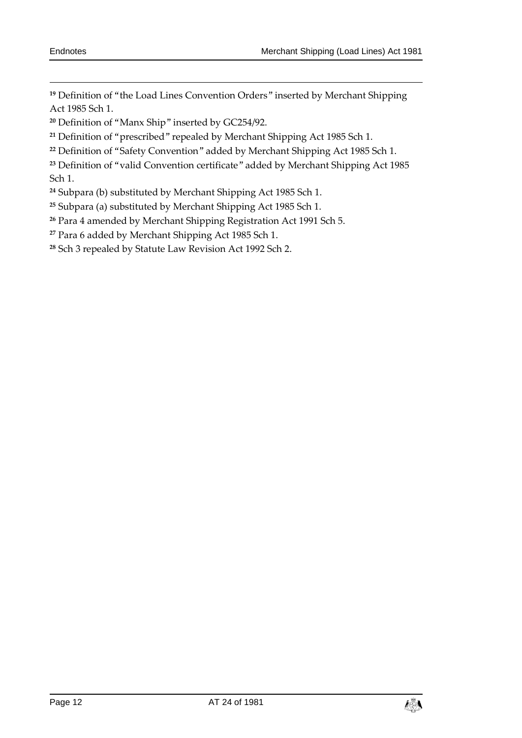[19] Definition of "the Load Lines Convention Orders" inserted by Merchant Shipping Act 1985 Sch 1.

[20] Definition of "Manx Ship" inserted by GC254/92.

[21] Definition of "prescribed" repealed by Merchant Shipping Act 1985 Sch 1.

[22] Definition of "Safety Convention" added by Merchant Shipping Act 1985 Sch 1.

[23] Definition of "valid Convention certificate" added by Merchant Shipping Act 1985 Sch 1.

[24] Subpara (b) substituted by Merchant Shipping Act 1985 Sch 1.

[25] Subpara (a) substituted by Merchant Shipping Act 1985 Sch 1.

[26] Para 4 amended by Merchant Shipping Registration Act 1991 Sch 5.

[27] Para 6 added by Merchant Shipping Act 1985 Sch 1.

[28] Sch 3 repealed by Statute Law Revision Act 1992 Sch 2.